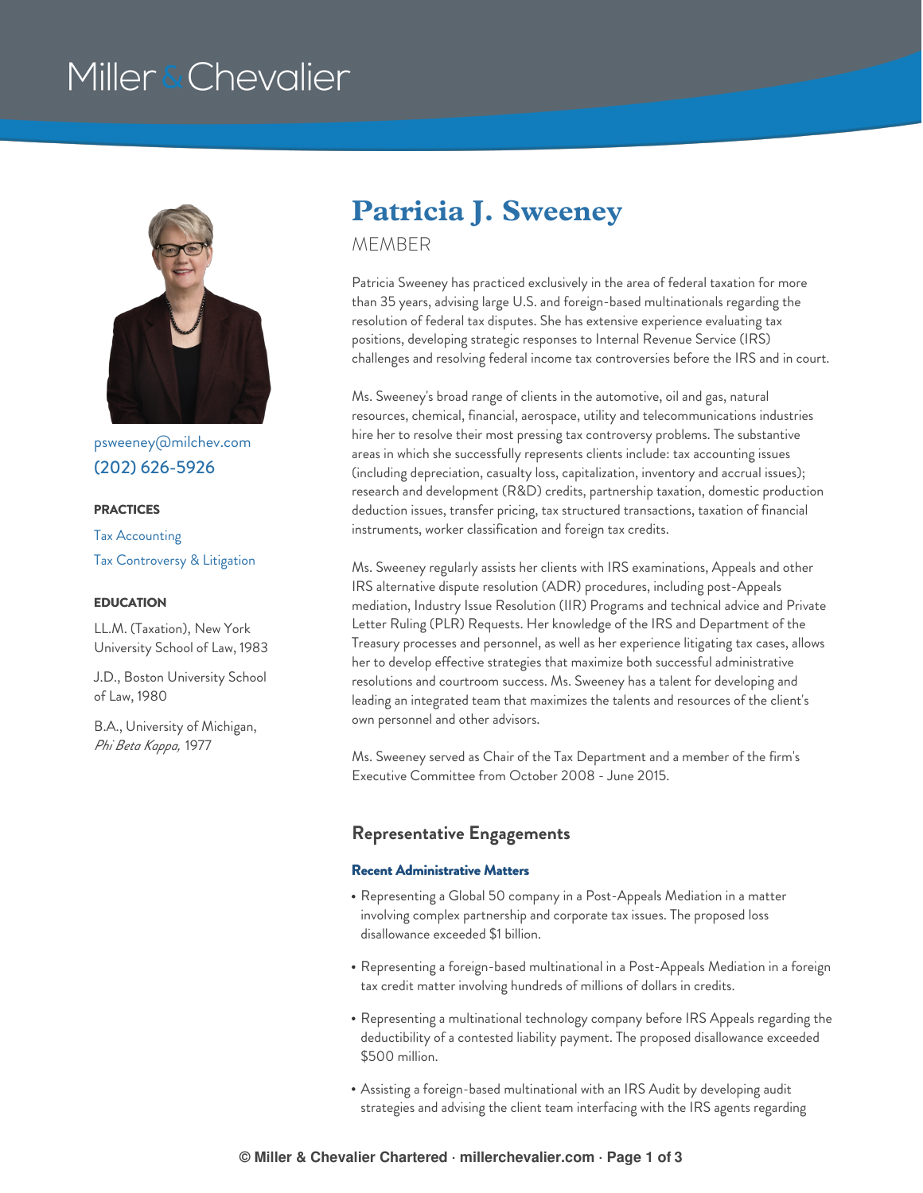# Patricia J. Sweeney

MEMBER

psweeney@milchev.com

(202) 626-5926

### PRACTICES

Tax Accounting

Tax Controversy & Litigation

### EDUCATION

LL.M. (Taxation), New York University School of Law, 1983

J.D., Boston University School of Law, 1980

B.A., University of Michigan, *Phi Beta Kappa,* 1977

Patricia Sweeney has practiced exclusively in the area of federal taxation for more than 35 years, advising large U.S. and foreign-based multinationals regarding the resolution of federal tax disputes. She has extensive experience evaluating tax positions, developing strategic responses to Internal Revenue Service (IRS) challenges and resolving federal income tax controversies before the IRS and in court.

Ms. Sweeney's broad range of clients in the automotive, oil and gas, natural resources, chemical, financial, aerospace, utility and telecommunications industries hire her to resolve their most pressing tax controversy problems. The substantive areas in which she successfully represents clients include: tax accounting issues (including depreciation, casualty loss, capitalization, inventory and accrual issues); research and development (R&D) credits, partnership taxation, domestic production deduction issues, transfer pricing, tax structured transactions, taxation of financial instruments, worker classification and foreign tax credits.

Ms. Sweeney regularly assists her clients with IRS examinations, Appeals and other IRS alternative dispute resolution (ADR) procedures, including post-Appeals mediation, Industry Issue Resolution (IIR) Programs and technical advice and Private Letter Ruling (PLR) Requests. Her knowledge of the IRS and Department of the Treasury processes and personnel, as well as her experience litigating tax cases, allows her to develop effective strategies that maximize both successful administrative resolutions and courtroom success. Ms. Sweeney has a talent for developing and leading an integrated team that maximizes the talents and resources of the client's own personnel and other advisors.

Ms. Sweeney served as Chair of the Tax Department and a member of the firm's Executive Committee from October 2008 - June 2015.

## Representative Engagements

### Recent Administrative Matters

- Representing a Global 50 company in a Post-Appeals Mediation in a matter involving complex partnership and corporate tax issues. The proposed loss disallowance exceeded $1 billion.
- Representing a foreign-based multinational in a Post-Appeals Mediation in a foreign tax credit matter involving hundreds of millions of dollars in credits.
- Representing a multinational technology company before IRS Appeals regarding the deductibility of a contested liability payment. The proposed disallowance exceeded $500 million.
- Assisting a foreign-based multinational with an IRS Audit by developing audit strategies and advising the client team interfacing with the IRS agents regarding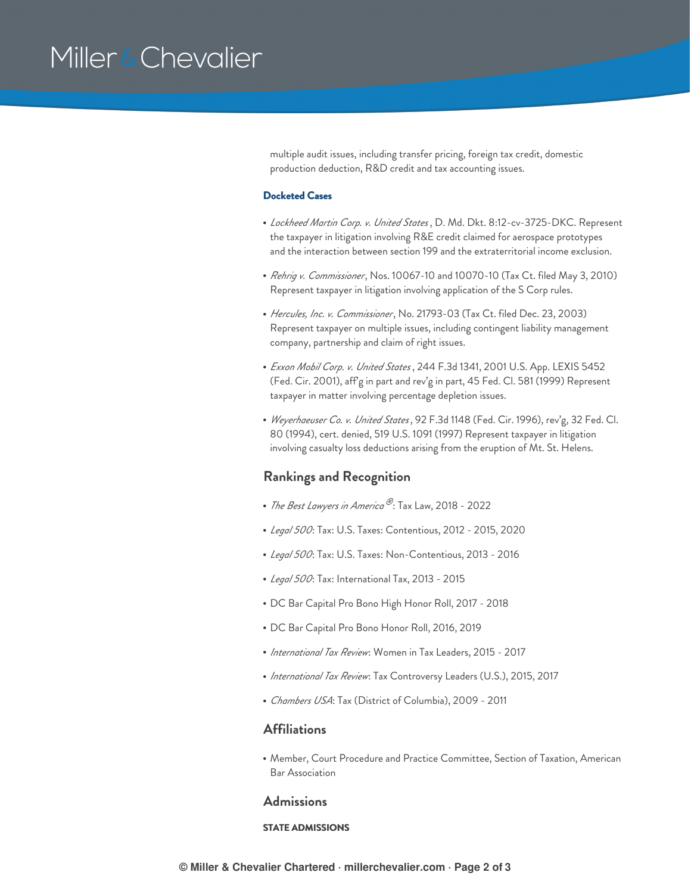multiple audit issues, including transfer pricing, foreign tax credit, domestic production deduction, R&D credit and tax accounting issues.

**Docketed Cases**

- *Lockheed Martin Corp. v. United States* , D. Md. Dkt. 8:12-cv-3725-DKC. Represent the taxpayer in litigation involving R&E credit claimed for aerospace prototypes and the interaction between section 199 and the extraterritorial income exclusion.
- *Rehrig v. Commissioner*, Nos. 10067-10 and 10070-10 (Tax Ct. filed May 3, 2010) Represent taxpayer in litigation involving application of the S Corp rules.
- *Hercules, Inc. v. Commissioner*, No. 21793-03 (Tax Ct. filed Dec. 23, 2003) Represent taxpayer on multiple issues, including contingent liability management company, partnership and claim of right issues.
- *Exxon Mobil Corp. v. United States* , 244 F.3d 1341, 2001 U.S. App. LEXIS 5452 (Fed. Cir. 2001), aff'g in part and rev'g in part, 45 Fed. Cl. 581 (1999) Represent taxpayer in matter involving percentage depletion issues.
- *Weyerhaeuser Co. v. United States* , 92 F.3d 1148 (Fed. Cir. 1996), rev'g, 32 Fed. Cl. 80 (1994), cert. denied, 519 U.S. 1091 (1997) Represent taxpayer in litigation involving casualty loss deductions arising from the eruption of Mt. St. Helens.

## Rankings and Recognition

- *The Best Lawyers in America®*: Tax Law, 2018 - 2022
- *Legal 500*: Tax: U.S. Taxes: Contentious, 2012 - 2015, 2020
- *Legal 500*: Tax: U.S. Taxes: Non-Contentious, 2013 - 2016
- *Legal 500*: Tax: International Tax, 2013 - 2015
- DC Bar Capital Pro Bono High Honor Roll, 2017 - 2018
- DC Bar Capital Pro Bono Honor Roll, 2016, 2019
- *International Tax Review*: Women in Tax Leaders, 2015 - 2017
- *International Tax Review*: Tax Controversy Leaders (U.S.), 2015, 2017
- *Chambers USA*: Tax (District of Columbia), 2009 - 2011

## Affiliations

- Member, Court Procedure and Practice Committee, Section of Taxation, American Bar Association

## Admissions

**STATE ADMISSIONS**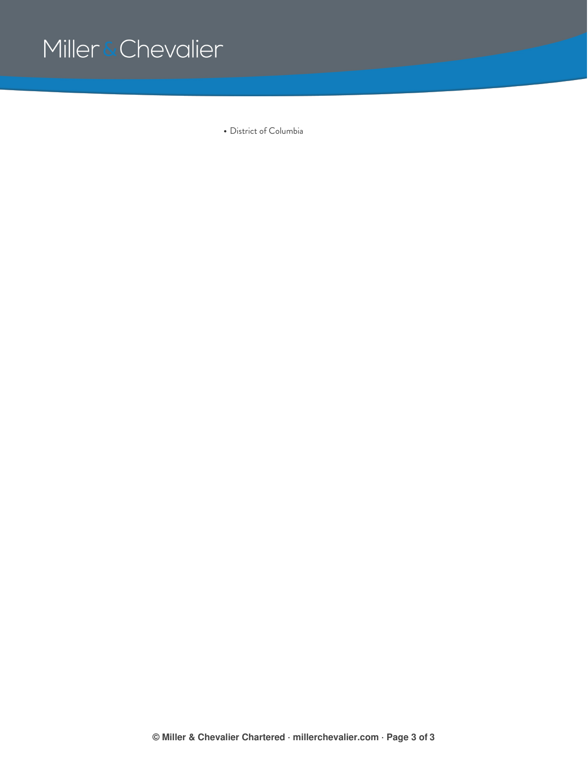- District of Columbia